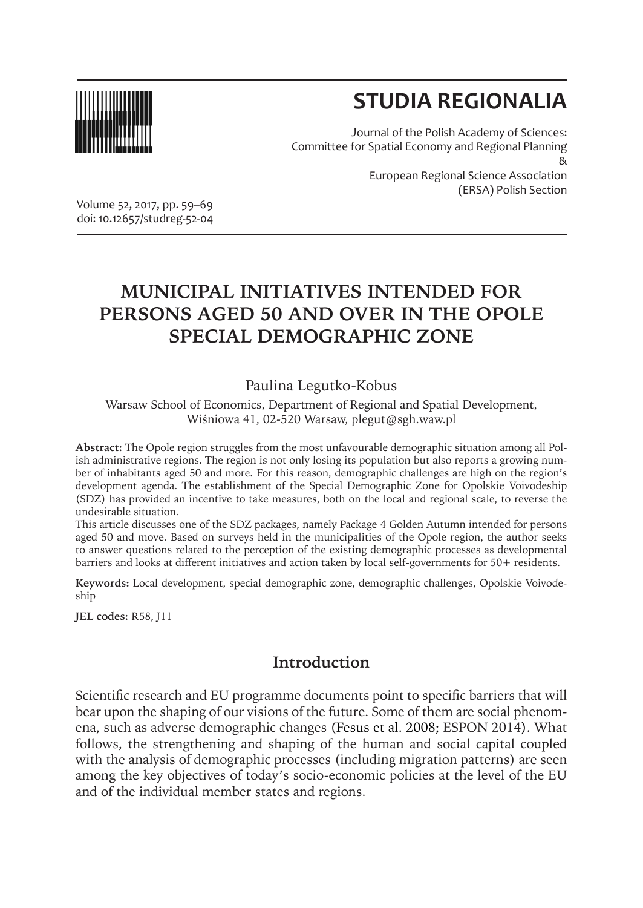# STUDIA REGIONALIA

Journal of the Polish Academy of Sciences:
Committee for Spatial Economy and Regional Planning
&
European Regional Science Association
(ERSA) Polish Section

Volume 52, 2017, pp. 59–69
doi: 10.12657/studreg-52-04

# MUNICIPAL INITIATIVES INTENDED FOR PERSONS AGED 50 AND OVER IN THE OPOLE SPECIAL DEMOGRAPHIC ZONE

Paulina Legutko-Kobus

Warsaw School of Economics, Department of Regional and Spatial Development, Wiśniowa 41, 02-520 Warsaw, plegut@sgh.waw.pl

**Abstract:** The Opole region struggles from the most unfavourable demographic situation among all Polish administrative regions. The region is not only losing its population but also reports a growing number of inhabitants aged 50 and more. For this reason, demographic challenges are high on the region's development agenda. The establishment of the Special Demographic Zone for Opolskie Voivodeship (SDZ) has provided an incentive to take measures, both on the local and regional scale, to reverse the undesirable situation.

This article discusses one of the SDZ packages, namely Package 4 Golden Autumn intended for persons aged 50 and move. Based on surveys held in the municipalities of the Opole region, the author seeks to answer questions related to the perception of the existing demographic processes as developmental barriers and looks at different initiatives and action taken by local self-governments for 50+ residents.

**Keywords:** Local development, special demographic zone, demographic challenges, Opolskie Voivodeship

**JEL codes:** R58, J11

## Introduction

Scientific research and EU programme documents point to specific barriers that will bear upon the shaping of our visions of the future. Some of them are social phenomena, such as adverse demographic changes (Fesus et al. 2008; ESPON 2014). What follows, the strengthening and shaping of the human and social capital coupled with the analysis of demographic processes (including migration patterns) are seen among the key objectives of today's socio-economic policies at the level of the EU and of the individual member states and regions.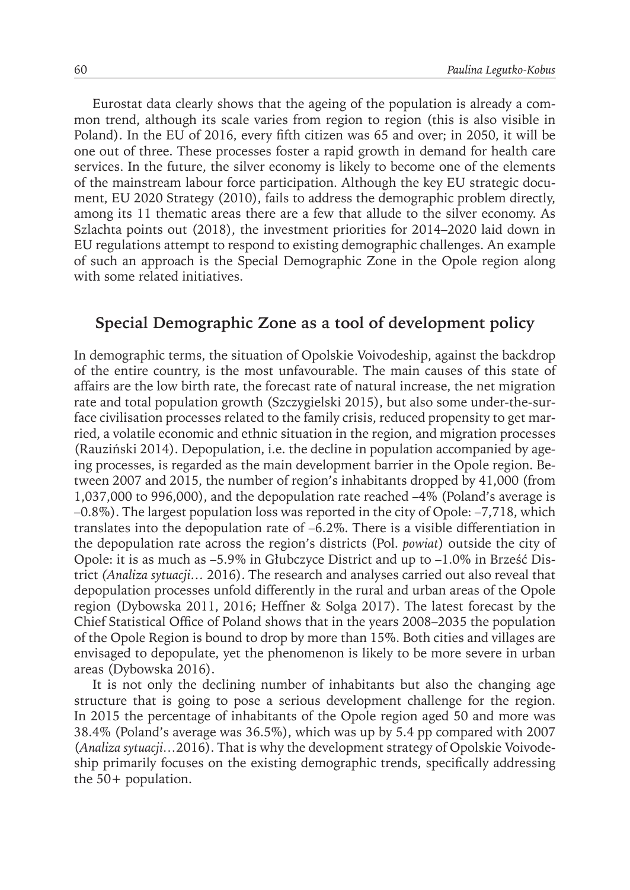Eurostat data clearly shows that the ageing of the population is already a common trend, although its scale varies from region to region (this is also visible in Poland). In the EU of 2016, every fifth citizen was 65 and over; in 2050, it will be one out of three. These processes foster a rapid growth in demand for health care services. In the future, the silver economy is likely to become one of the elements of the mainstream labour force participation. Although the key EU strategic document, EU 2020 Strategy (2010), fails to address the demographic problem directly, among its 11 thematic areas there are a few that allude to the silver economy. As Szlachta points out (2018), the investment priorities for 2014–2020 laid down in EU regulations attempt to respond to existing demographic challenges. An example of such an approach is the Special Demographic Zone in the Opole region along with some related initiatives.

## Special Demographic Zone as a tool of development policy

In demographic terms, the situation of Opolskie Voivodeship, against the backdrop of the entire country, is the most unfavourable. The main causes of this state of affairs are the low birth rate, the forecast rate of natural increase, the net migration rate and total population growth (Szczygielski 2015), but also some under-the-surface civilisation processes related to the family crisis, reduced propensity to get married, a volatile economic and ethnic situation in the region, and migration processes (Rauziński 2014). Depopulation, i.e. the decline in population accompanied by ageing processes, is regarded as the main development barrier in the Opole region. Between 2007 and 2015, the number of region's inhabitants dropped by 41,000 (from 1,037,000 to 996,000), and the depopulation rate reached –4% (Poland's average is –0.8%). The largest population loss was reported in the city of Opole: –7,718, which translates into the depopulation rate of –6.2%. There is a visible differentiation in the depopulation rate across the region's districts (Pol. *powiat*) outside the city of Opole: it is as much as –5.9% in Głubczyce District and up to –1.0% in Brześć District *(Analiza sytuacji…* 2016). The research and analyses carried out also reveal that depopulation processes unfold differently in the rural and urban areas of the Opole region (Dybowska 2011, 2016; Heffner & Solga 2017). The latest forecast by the Chief Statistical Office of Poland shows that in the years 2008–2035 the population of the Opole Region is bound to drop by more than 15%. Both cities and villages are envisaged to depopulate, yet the phenomenon is likely to be more severe in urban areas (Dybowska 2016).

It is not only the declining number of inhabitants but also the changing age structure that is going to pose a serious development challenge for the region. In 2015 the percentage of inhabitants of the Opole region aged 50 and more was 38.4% (Poland's average was 36.5%), which was up by 5.4 pp compared with 2007 (*Analiza sytuacji*…2016). That is why the development strategy of Opolskie Voivodeship primarily focuses on the existing demographic trends, specifically addressing the 50+ population.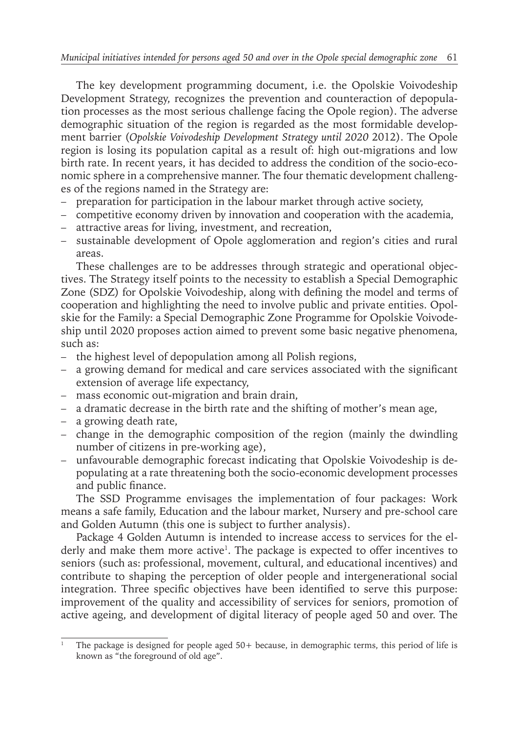The key development programming document, i.e. the Opolskie Voivodeship Development Strategy, recognizes the prevention and counteraction of depopulation processes as the most serious challenge facing the Opole region). The adverse demographic situation of the region is regarded as the most formidable development barrier (*Opolskie Voivodeship Development Strategy until 2020* 2012). The Opole region is losing its population capital as a result of: high out-migrations and low birth rate. In recent years, it has decided to address the condition of the socio-economic sphere in a comprehensive manner. The four thematic development challenges of the regions named in the Strategy are:

- preparation for participation in the labour market through active society,
- competitive economy driven by innovation and cooperation with the academia,
- attractive areas for living, investment, and recreation,
- sustainable development of Opole agglomeration and region's cities and rural areas.

These challenges are to be addresses through strategic and operational objectives. The Strategy itself points to the necessity to establish a Special Demographic Zone (SDZ) for Opolskie Voivodeship, along with defining the model and terms of cooperation and highlighting the need to involve public and private entities. Opolskie for the Family: a Special Demographic Zone Programme for Opolskie Voivodeship until 2020 proposes action aimed to prevent some basic negative phenomena, such as:

- the highest level of depopulation among all Polish regions,
- a growing demand for medical and care services associated with the significant extension of average life expectancy,
- mass economic out-migration and brain drain,
- a dramatic decrease in the birth rate and the shifting of mother's mean age,
- a growing death rate,
- change in the demographic composition of the region (mainly the dwindling number of citizens in pre-working age),
- unfavourable demographic forecast indicating that Opolskie Voivodeship is depopulating at a rate threatening both the socio-economic development processes and public finance.

The SSD Programme envisages the implementation of four packages: Work means a safe family, Education and the labour market, Nursery and pre-school care and Golden Autumn (this one is subject to further analysis).

Package 4 Golden Autumn is intended to increase access to services for the elderly and make them more active[1]. The package is expected to offer incentives to seniors (such as: professional, movement, cultural, and educational incentives) and contribute to shaping the perception of older people and intergenerational social integration. Three specific objectives have been identified to serve this purpose: improvement of the quality and accessibility of services for seniors, promotion of active ageing, and development of digital literacy of people aged 50 and over. The

[1] The package is designed for people aged 50+ because, in demographic terms, this period of life is known as "the foreground of old age".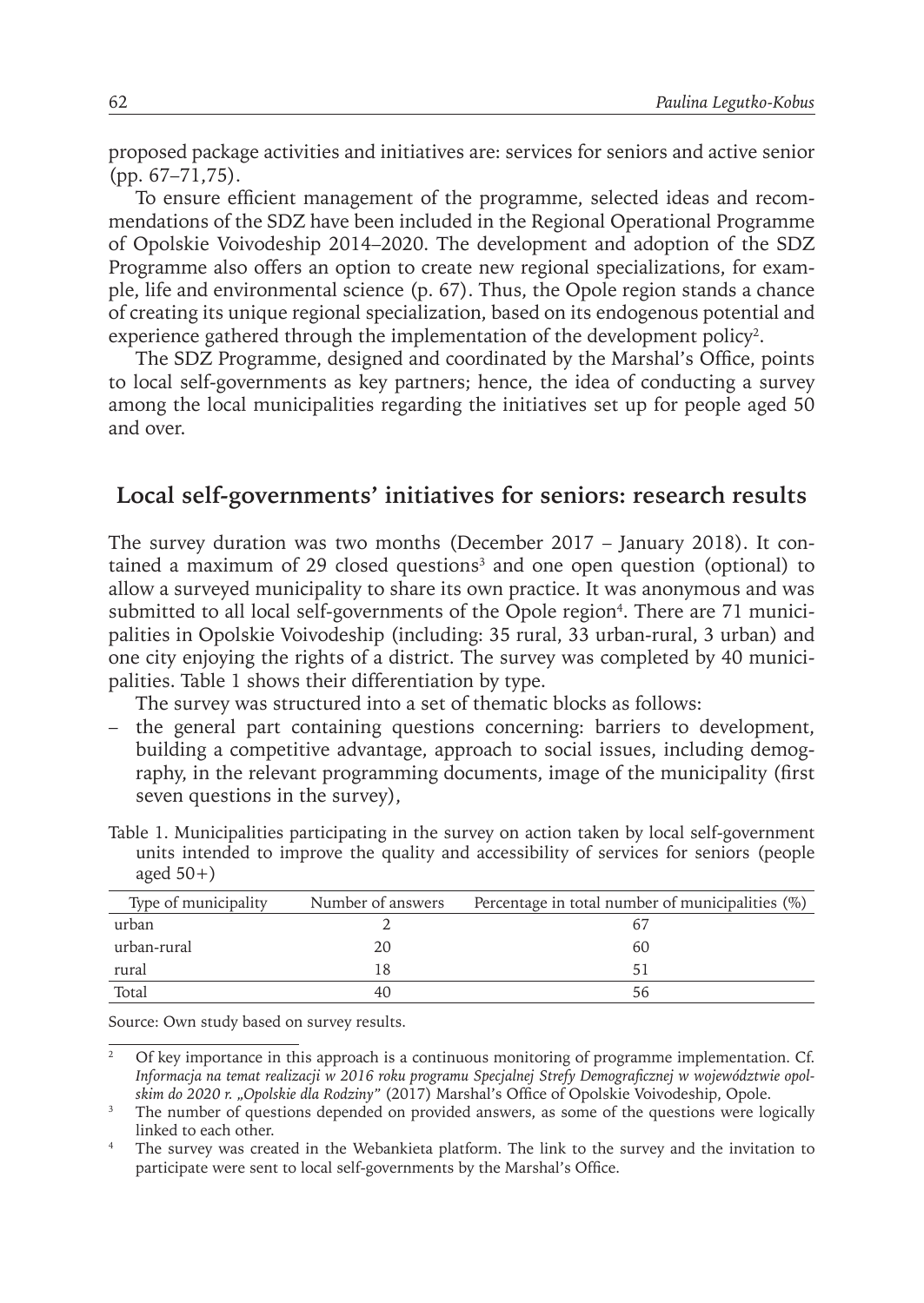proposed package activities and initiatives are: services for seniors and active senior (pp. 67–71,75).

To ensure efficient management of the programme, selected ideas and recommendations of the SDZ have been included in the Regional Operational Programme of Opolskie Voivodeship 2014–2020. The development and adoption of the SDZ Programme also offers an option to create new regional specializations, for example, life and environmental science (p. 67). Thus, the Opole region stands a chance of creating its unique regional specialization, based on its endogenous potential and experience gathered through the implementation of the development policy[2].

The SDZ Programme, designed and coordinated by the Marshal's Office, points to local self-governments as key partners; hence, the idea of conducting a survey among the local municipalities regarding the initiatives set up for people aged 50 and over.

## Local self-governments' initiatives for seniors: research results

The survey duration was two months (December 2017 – January 2018). It contained a maximum of 29 closed questions[3] and one open question (optional) to allow a surveyed municipality to share its own practice. It was anonymous and was submitted to all local self-governments of the Opole region[4]. There are 71 municipalities in Opolskie Voivodeship (including: 35 rural, 33 urban-rural, 3 urban) and one city enjoying the rights of a district. The survey was completed by 40 municipalities. Table 1 shows their differentiation by type.

The survey was structured into a set of thematic blocks as follows:

– the general part containing questions concerning: barriers to development, building a competitive advantage, approach to social issues, including demography, in the relevant programming documents, image of the municipality (first seven questions in the survey),

Table 1. Municipalities participating in the survey on action taken by local self-government units intended to improve the quality and accessibility of services for seniors (people aged 50+)

| Type of municipality | Number of answers | Percentage in total number of municipalities (%) |
|---|---|---|
| urban | 2 | 67 |
| urban-rural | 20 | 60 |
| rural | 18 | 51 |
| Total | 40 | 56 |

Source: Own study based on survey results.

[2] Of key importance in this approach is a continuous monitoring of programme implementation. Cf. *Informacja na temat realizacji w 2016 roku programu Specjalnej Strefy Demograficznej w województwie opolskim do 2020 r. „Opolskie dla Rodziny"* (2017) Marshal's Office of Opolskie Voivodeship, Opole.

[3] The number of questions depended on provided answers, as some of the questions were logically linked to each other.

[4] The survey was created in the Webankieta platform. The link to the survey and the invitation to participate were sent to local self-governments by the Marshal's Office.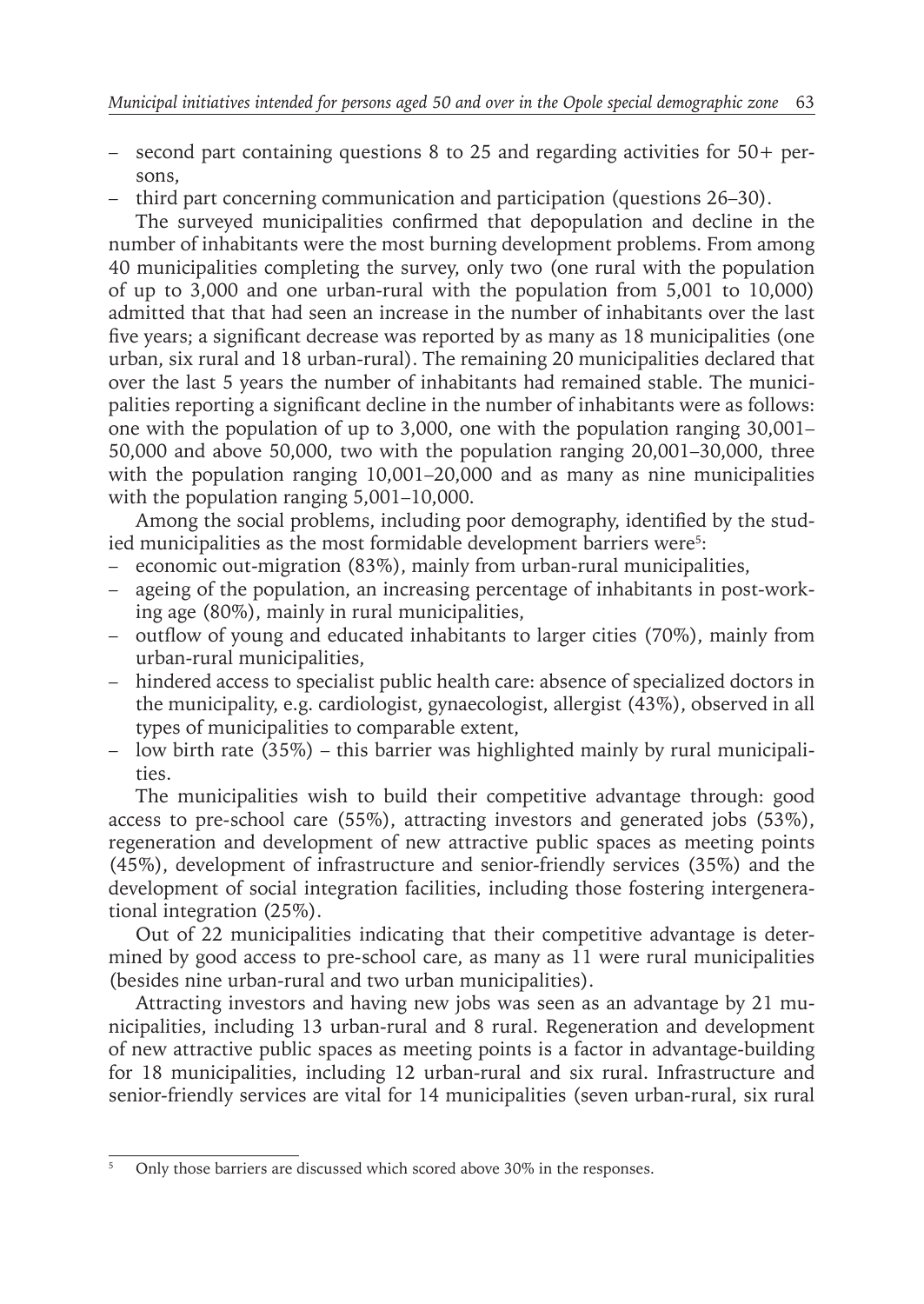- second part containing questions 8 to 25 and regarding activities for 50+ persons,
- third part concerning communication and participation (questions 26–30).

The surveyed municipalities confirmed that depopulation and decline in the number of inhabitants were the most burning development problems. From among 40 municipalities completing the survey, only two (one rural with the population of up to 3,000 and one urban-rural with the population from 5,001 to 10,000) admitted that that had seen an increase in the number of inhabitants over the last five years; a significant decrease was reported by as many as 18 municipalities (one urban, six rural and 18 urban-rural). The remaining 20 municipalities declared that over the last 5 years the number of inhabitants had remained stable. The municipalities reporting a significant decline in the number of inhabitants were as follows: one with the population of up to 3,000, one with the population ranging 30,001–50,000 and above 50,000, two with the population ranging 20,001–30,000, three with the population ranging 10,001–20,000 and as many as nine municipalities with the population ranging 5,001–10,000.

Among the social problems, including poor demography, identified by the studied municipalities as the most formidable development barriers were[5]:

- economic out-migration (83%), mainly from urban-rural municipalities,
- ageing of the population, an increasing percentage of inhabitants in post-working age (80%), mainly in rural municipalities,
- outflow of young and educated inhabitants to larger cities (70%), mainly from urban-rural municipalities,
- hindered access to specialist public health care: absence of specialized doctors in the municipality, e.g. cardiologist, gynaecologist, allergist (43%), observed in all types of municipalities to comparable extent,
- low birth rate (35%) – this barrier was highlighted mainly by rural municipalities.

The municipalities wish to build their competitive advantage through: good access to pre-school care (55%), attracting investors and generated jobs (53%), regeneration and development of new attractive public spaces as meeting points (45%), development of infrastructure and senior-friendly services (35%) and the development of social integration facilities, including those fostering intergenerational integration (25%).

Out of 22 municipalities indicating that their competitive advantage is determined by good access to pre-school care, as many as 11 were rural municipalities (besides nine urban-rural and two urban municipalities).

Attracting investors and having new jobs was seen as an advantage by 21 municipalities, including 13 urban-rural and 8 rural. Regeneration and development of new attractive public spaces as meeting points is a factor in advantage-building for 18 municipalities, including 12 urban-rural and six rural. Infrastructure and senior-friendly services are vital for 14 municipalities (seven urban-rural, six rural

[5] Only those barriers are discussed which scored above 30% in the responses.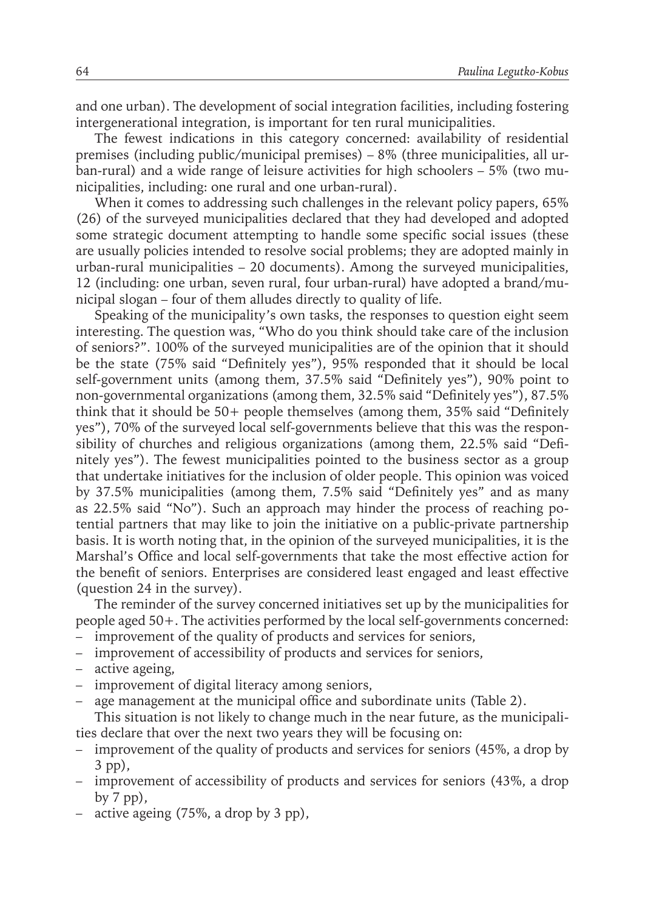and one urban). The development of social integration facilities, including fostering intergenerational integration, is important for ten rural municipalities.

The fewest indications in this category concerned: availability of residential premises (including public/municipal premises) – 8% (three municipalities, all urban-rural) and a wide range of leisure activities for high schoolers – 5% (two municipalities, including: one rural and one urban-rural).

When it comes to addressing such challenges in the relevant policy papers, 65% (26) of the surveyed municipalities declared that they had developed and adopted some strategic document attempting to handle some specific social issues (these are usually policies intended to resolve social problems; they are adopted mainly in urban-rural municipalities – 20 documents). Among the surveyed municipalities, 12 (including: one urban, seven rural, four urban-rural) have adopted a brand/municipal slogan – four of them alludes directly to quality of life.

Speaking of the municipality's own tasks, the responses to question eight seem interesting. The question was, "Who do you think should take care of the inclusion of seniors?". 100% of the surveyed municipalities are of the opinion that it should be the state (75% said "Definitely yes"), 95% responded that it should be local self-government units (among them, 37.5% said "Definitely yes"), 90% point to non-governmental organizations (among them, 32.5% said "Definitely yes"), 87.5% think that it should be 50+ people themselves (among them, 35% said "Definitely yes"), 70% of the surveyed local self-governments believe that this was the responsibility of churches and religious organizations (among them, 22.5% said "Definitely yes"). The fewest municipalities pointed to the business sector as a group that undertake initiatives for the inclusion of older people. This opinion was voiced by 37.5% municipalities (among them, 7.5% said "Definitely yes" and as many as 22.5% said "No"). Such an approach may hinder the process of reaching potential partners that may like to join the initiative on a public-private partnership basis. It is worth noting that, in the opinion of the surveyed municipalities, it is the Marshal's Office and local self-governments that take the most effective action for the benefit of seniors. Enterprises are considered least engaged and least effective (question 24 in the survey).

The reminder of the survey concerned initiatives set up by the municipalities for people aged 50+. The activities performed by the local self-governments concerned:

- improvement of the quality of products and services for seniors,
- improvement of accessibility of products and services for seniors,
- active ageing,
- improvement of digital literacy among seniors,
- age management at the municipal office and subordinate units (Table 2).

This situation is not likely to change much in the near future, as the municipalities declare that over the next two years they will be focusing on:

- improvement of the quality of products and services for seniors (45%, a drop by 3 pp),
- improvement of accessibility of products and services for seniors (43%, a drop by 7 pp),
- active ageing (75%, a drop by 3 pp),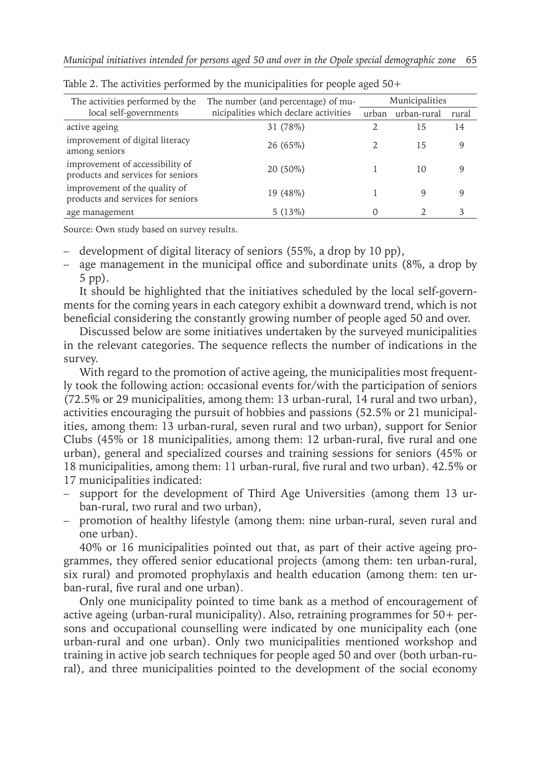Table 2. The activities performed by the municipalities for people aged 50+

| The activities performed by the local self-governments | The number (and percentage) of municipalities which declare activities | Municipalities | | |
|---|---|---|---|---|
| | | urban | urban-rural | rural |
| active ageing | 31 (78%) | 2 | 15 | 14 |
| improvement of digital literacy among seniors | 26 (65%) | 2 | 15 | 9 |
| improvement of accessibility of products and services for seniors | 20 (50%) | 1 | 10 | 9 |
| improvement of the quality of products and services for seniors | 19 (48%) | 1 | 9 | 9 |
| age management | 5 (13%) | 0 | 2 | 3 |

Source: Own study based on survey results.

- development of digital literacy of seniors (55%, a drop by 10 pp),
- age management in the municipal office and subordinate units (8%, a drop by 5 pp).

It should be highlighted that the initiatives scheduled by the local self-governments for the coming years in each category exhibit a downward trend, which is not beneficial considering the constantly growing number of people aged 50 and over.

Discussed below are some initiatives undertaken by the surveyed municipalities in the relevant categories. The sequence reflects the number of indications in the survey.

With regard to the promotion of active ageing, the municipalities most frequently took the following action: occasional events for/with the participation of seniors (72.5% or 29 municipalities, among them: 13 urban-rural, 14 rural and two urban), activities encouraging the pursuit of hobbies and passions (52.5% or 21 municipalities, among them: 13 urban-rural, seven rural and two urban), support for Senior Clubs (45% or 18 municipalities, among them: 12 urban-rural, five rural and one urban), general and specialized courses and training sessions for seniors (45% or 18 municipalities, among them: 11 urban-rural, five rural and two urban). 42.5% or 17 municipalities indicated:

- support for the development of Third Age Universities (among them 13 urban-rural, two rural and two urban),
- promotion of healthy lifestyle (among them: nine urban-rural, seven rural and one urban).

40% or 16 municipalities pointed out that, as part of their active ageing programmes, they offered senior educational projects (among them: ten urban-rural, six rural) and promoted prophylaxis and health education (among them: ten urban-rural, five rural and one urban).

Only one municipality pointed to time bank as a method of encouragement of active ageing (urban-rural municipality). Also, retraining programmes for 50+ persons and occupational counselling were indicated by one municipality each (one urban-rural and one urban). Only two municipalities mentioned workshop and training in active job search techniques for people aged 50 and over (both urban-rural), and three municipalities pointed to the development of the social economy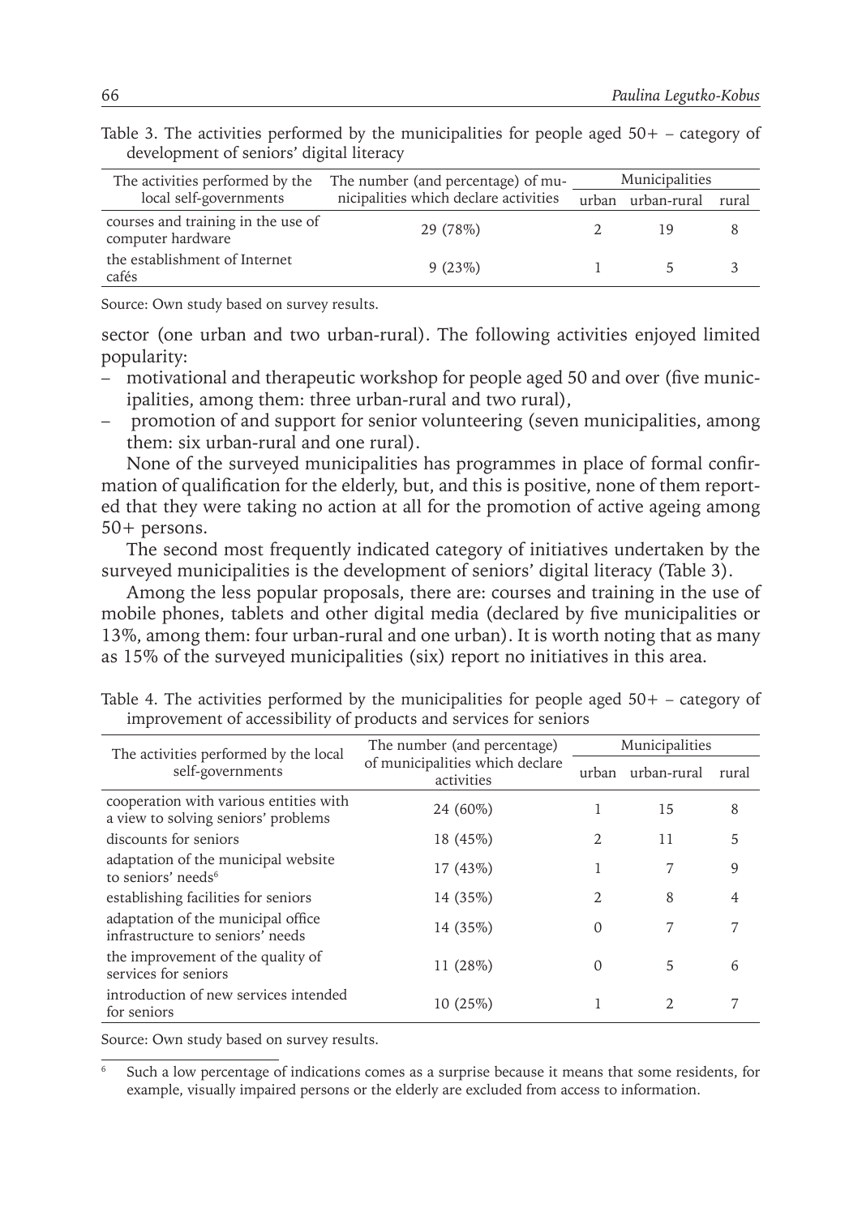Table 3. The activities performed by the municipalities for people aged 50+ – category of development of seniors' digital literacy

| The activities performed by the local self-governments | The number (and percentage) of municipalities which declare activities | Municipalities | | |
|---|---|---|---|---|
| | | urban | urban-rural | rural |
| courses and training in the use of computer hardware | 29 (78%) | 2 | 19 | 8 |
| the establishment of Internet cafés | 9 (23%) | 1 | 5 | 3 |

Source: Own study based on survey results.

sector (one urban and two urban-rural). The following activities enjoyed limited popularity:

- motivational and therapeutic workshop for people aged 50 and over (five municipalities, among them: three urban-rural and two rural),
- promotion of and support for senior volunteering (seven municipalities, among them: six urban-rural and one rural).

None of the surveyed municipalities has programmes in place of formal confirmation of qualification for the elderly, but, and this is positive, none of them reported that they were taking no action at all for the promotion of active ageing among 50+ persons.

The second most frequently indicated category of initiatives undertaken by the surveyed municipalities is the development of seniors' digital literacy (Table 3).

Among the less popular proposals, there are: courses and training in the use of mobile phones, tablets and other digital media (declared by five municipalities or 13%, among them: four urban-rural and one urban). It is worth noting that as many as 15% of the surveyed municipalities (six) report no initiatives in this area.

Table 4. The activities performed by the municipalities for people aged 50+ – category of improvement of accessibility of products and services for seniors

| The activities performed by the local self-governments | The number (and percentage) of municipalities which declare activities | Municipalities | | |
|---|---|---|---|---|
| | | urban | urban-rural | rural |
| cooperation with various entities with a view to solving seniors' problems | 24 (60%) | 1 | 15 | 8 |
| discounts for seniors | 18 (45%) | 2 | 11 | 5 |
| adaptation of the municipal website to seniors' needs[6] | 17 (43%) | 1 | 7 | 9 |
| establishing facilities for seniors | 14 (35%) | 2 | 8 | 4 |
| adaptation of the municipal office infrastructure to seniors' needs | 14 (35%) | 0 | 7 | 7 |
| the improvement of the quality of services for seniors | 11 (28%) | 0 | 5 | 6 |
| introduction of new services intended for seniors | 10 (25%) | 1 | 2 | 7 |

Source: Own study based on survey results.

[6] Such a low percentage of indications comes as a surprise because it means that some residents, for example, visually impaired persons or the elderly are excluded from access to information.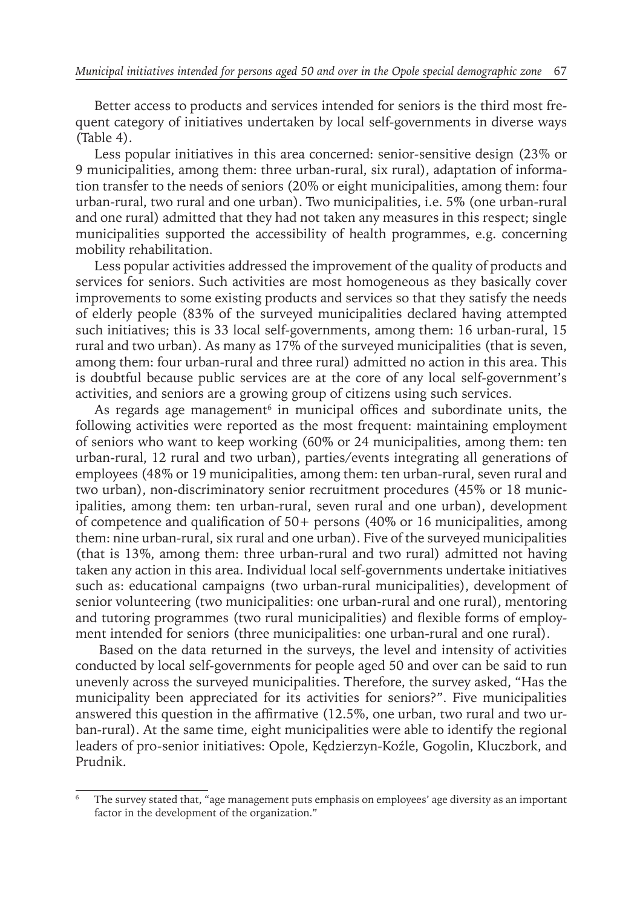Better access to products and services intended for seniors is the third most frequent category of initiatives undertaken by local self-governments in diverse ways (Table 4).

Less popular initiatives in this area concerned: senior-sensitive design (23% or 9 municipalities, among them: three urban-rural, six rural), adaptation of information transfer to the needs of seniors (20% or eight municipalities, among them: four urban-rural, two rural and one urban). Two municipalities, i.e. 5% (one urban-rural and one rural) admitted that they had not taken any measures in this respect; single municipalities supported the accessibility of health programmes, e.g. concerning mobility rehabilitation.

Less popular activities addressed the improvement of the quality of products and services for seniors. Such activities are most homogeneous as they basically cover improvements to some existing products and services so that they satisfy the needs of elderly people (83% of the surveyed municipalities declared having attempted such initiatives; this is 33 local self-governments, among them: 16 urban-rural, 15 rural and two urban). As many as 17% of the surveyed municipalities (that is seven, among them: four urban-rural and three rural) admitted no action in this area. This is doubtful because public services are at the core of any local self-government's activities, and seniors are a growing group of citizens using such services.

As regards age management[6] in municipal offices and subordinate units, the following activities were reported as the most frequent: maintaining employment of seniors who want to keep working (60% or 24 municipalities, among them: ten urban-rural, 12 rural and two urban), parties/events integrating all generations of employees (48% or 19 municipalities, among them: ten urban-rural, seven rural and two urban), non-discriminatory senior recruitment procedures (45% or 18 municipalities, among them: ten urban-rural, seven rural and one urban), development of competence and qualification of 50+ persons (40% or 16 municipalities, among them: nine urban-rural, six rural and one urban). Five of the surveyed municipalities (that is 13%, among them: three urban-rural and two rural) admitted not having taken any action in this area. Individual local self-governments undertake initiatives such as: educational campaigns (two urban-rural municipalities), development of senior volunteering (two municipalities: one urban-rural and one rural), mentoring and tutoring programmes (two rural municipalities) and flexible forms of employment intended for seniors (three municipalities: one urban-rural and one rural).

Based on the data returned in the surveys, the level and intensity of activities conducted by local self-governments for people aged 50 and over can be said to run unevenly across the surveyed municipalities. Therefore, the survey asked, "Has the municipality been appreciated for its activities for seniors?". Five municipalities answered this question in the affirmative (12.5%, one urban, two rural and two urban-rural). At the same time, eight municipalities were able to identify the regional leaders of pro-senior initiatives: Opole, Kędzierzyn-Koźle, Gogolin, Kluczbork, and Prudnik.

---

[6] The survey stated that, "age management puts emphasis on employees' age diversity as an important factor in the development of the organization."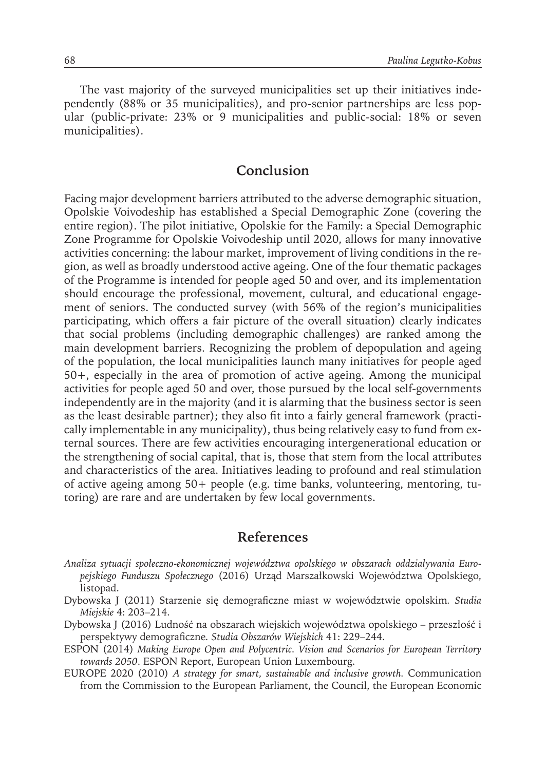The vast majority of the surveyed municipalities set up their initiatives independently (88% or 35 municipalities), and pro-senior partnerships are less popular (public-private: 23% or 9 municipalities and public-social: 18% or seven municipalities).

## Conclusion

Facing major development barriers attributed to the adverse demographic situation, Opolskie Voivodeship has established a Special Demographic Zone (covering the entire region). The pilot initiative, Opolskie for the Family: a Special Demographic Zone Programme for Opolskie Voivodeship until 2020, allows for many innovative activities concerning: the labour market, improvement of living conditions in the region, as well as broadly understood active ageing. One of the four thematic packages of the Programme is intended for people aged 50 and over, and its implementation should encourage the professional, movement, cultural, and educational engagement of seniors. The conducted survey (with 56% of the region's municipalities participating, which offers a fair picture of the overall situation) clearly indicates that social problems (including demographic challenges) are ranked among the main development barriers. Recognizing the problem of depopulation and ageing of the population, the local municipalities launch many initiatives for people aged 50+, especially in the area of promotion of active ageing. Among the municipal activities for people aged 50 and over, those pursued by the local self-governments independently are in the majority (and it is alarming that the business sector is seen as the least desirable partner); they also fit into a fairly general framework (practically implementable in any municipality), thus being relatively easy to fund from external sources. There are few activities encouraging intergenerational education or the strengthening of social capital, that is, those that stem from the local attributes and characteristics of the area. Initiatives leading to profound and real stimulation of active ageing among 50+ people (e.g. time banks, volunteering, mentoring, tutoring) are rare and are undertaken by few local governments.

## References

*Analiza sytuacji społeczno-ekonomicznej województwa opolskiego w obszarach oddziaływania Europejskiego Funduszu Społecznego* (2016) Urząd Marszałkowski Województwa Opolskiego, listopad.

Dybowska J (2011) Starzenie się demograficzne miast w województwie opolskim. *Studia Miejskie* 4: 203–214.

Dybowska J (2016) Ludność na obszarach wiejskich województwa opolskiego – przeszłość i perspektywy demograficzne. *Studia Obszarów Wiejskich* 41: 229–244.

ESPON (2014) *Making Europe Open and Polycentric. Vision and Scenarios for European Territory towards 2050*. ESPON Report, European Union Luxembourg.

EUROPE 2020 (2010) *A strategy for smart, sustainable and inclusive growth.* Communication from the Commission to the European Parliament, the Council, the European Economic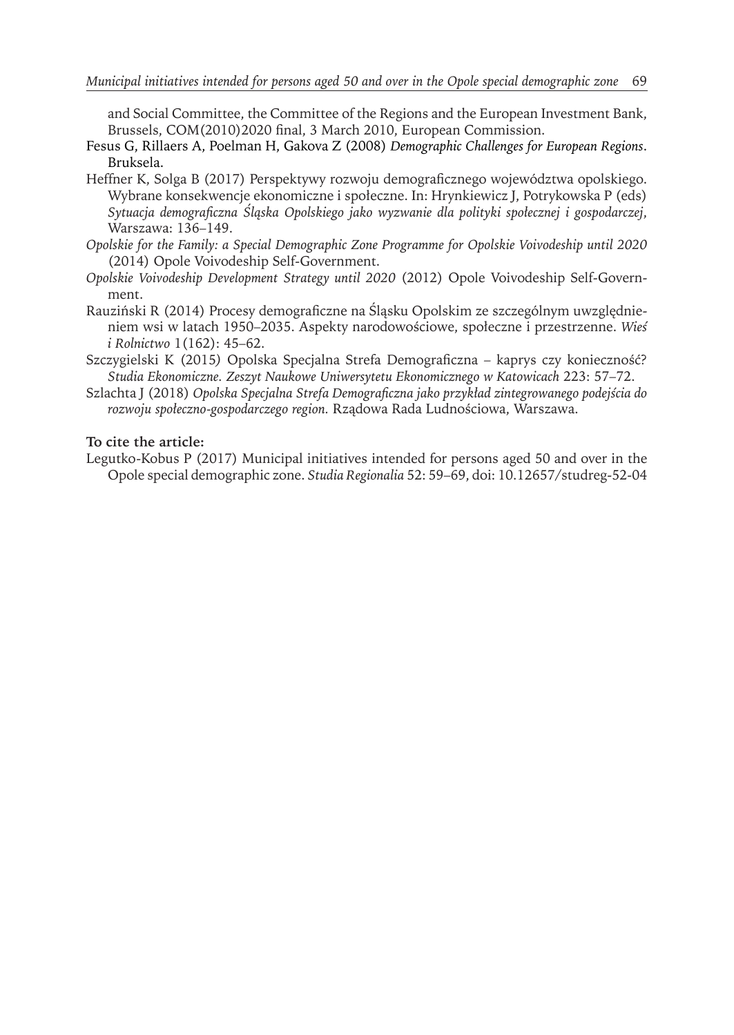and Social Committee, the Committee of the Regions and the European Investment Bank, Brussels, COM(2010)2020 final, 3 March 2010, European Commission.

Fesus G, Rillaers A, Poelman H, Gakova Z (2008) *Demographic Challenges for European Regions*. Bruksela.

Heffner K, Solga B (2017) Perspektywy rozwoju demograficznego województwa opolskiego. Wybrane konsekwencje ekonomiczne i społeczne. In: Hrynkiewicz J, Potrykowska P (eds) *Sytuacja demograficzna Śląska Opolskiego jako wyzwanie dla polityki społecznej i gospodarczej*, Warszawa: 136–149.

*Opolskie for the Family: a Special Demographic Zone Programme for Opolskie Voivodeship until 2020* (2014) Opole Voivodeship Self-Government.

*Opolskie Voivodeship Development Strategy until 2020* (2012) Opole Voivodeship Self-Government.

Rauziński R (2014) Procesy demograficzne na Śląsku Opolskim ze szczególnym uwzględnieniem wsi w latach 1950–2035. Aspekty narodowościowe, społeczne i przestrzenne. *Wieś i Rolnictwo* 1(162): 45–62.

Szczygielski K (2015) Opolska Specjalna Strefa Demograficzna – kaprys czy konieczność? *Studia Ekonomiczne. Zeszyt Naukowe Uniwersytetu Ekonomicznego w Katowicach* 223: 57–72.

Szlachta J (2018) *Opolska Specjalna Strefa Demograficzna jako przykład zintegrowanego podejścia do rozwoju społeczno-gospodarczego region.* Rządowa Rada Ludnościowa, Warszawa.

**To cite the article:**

Legutko-Kobus P (2017) Municipal initiatives intended for persons aged 50 and over in the Opole special demographic zone. *Studia Regionalia* 52: 59–69, doi: 10.12657/studreg-52-04